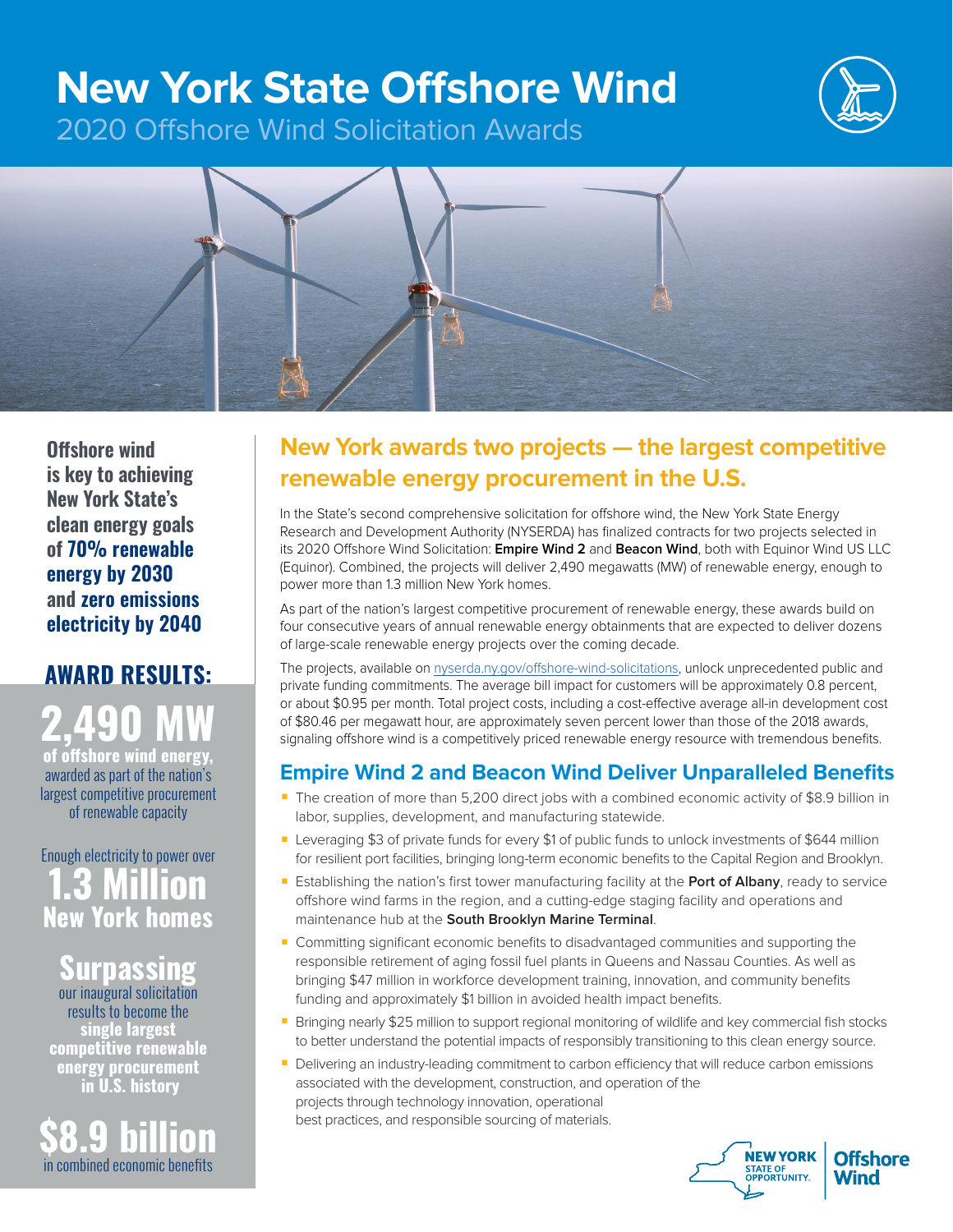# New York State Offshore Wind

2020 Offshore Wind Solicitation Awards

**Offshore wind is key to achieving New York State's clean energy goals of 70% renewable energy by 2030 and zero emissions electricity by 2040**

## AWARD RESULTS:

**2,490 MW**
**of offshore wind energy,** awarded as part of the nation's largest competitive procurement of renewable capacity

Enough electricity to power over
**1.3 Million**
**New York homes**

**Surpassing**
our inaugural solicitation results to become the **single largest competitive renewable energy procurement in U.S. history**

**$8.9 billion**
in combined economic benefits

## New York awards two projects — the largest competitive renewable energy procurement in the U.S.

In the State's second comprehensive solicitation for offshore wind, the New York State Energy Research and Development Authority (NYSERDA) has finalized contracts for two projects selected in its 2020 Offshore Wind Solicitation: **Empire Wind 2** and **Beacon Wind**, both with Equinor Wind US LLC (Equinor). Combined, the projects will deliver 2,490 megawatts (MW) of renewable energy, enough to power more than 1.3 million New York homes.

As part of the nation's largest competitive procurement of renewable energy, these awards build on four consecutive years of annual renewable energy obtainments that are expected to deliver dozens of large-scale renewable energy projects over the coming decade.

The projects, available on nyserda.ny.gov/offshore-wind-solicitations, unlock unprecedented public and private funding commitments. The average bill impact for customers will be approximately 0.8 percent, or about $0.95 per month. Total project costs, including a cost-effective average all-in development cost of $80.46 per megawatt hour, are approximately seven percent lower than those of the 2018 awards, signaling offshore wind is a competitively priced renewable energy resource with tremendous benefits.

## Empire Wind 2 and Beacon Wind Deliver Unparalleled Benefits

- The creation of more than 5,200 direct jobs with a combined economic activity of $8.9 billion in labor, supplies, development, and manufacturing statewide.
- Leveraging $3 of private funds for every $1 of public funds to unlock investments of $644 million for resilient port facilities, bringing long-term economic benefits to the Capital Region and Brooklyn.
- Establishing the nation's first tower manufacturing facility at the **Port of Albany**, ready to service offshore wind farms in the region, and a cutting-edge staging facility and operations and maintenance hub at the **South Brooklyn Marine Terminal**.
- Committing significant economic benefits to disadvantaged communities and supporting the responsible retirement of aging fossil fuel plants in Queens and Nassau Counties. As well as bringing $47 million in workforce development training, innovation, and community benefits funding and approximately $1 billion in avoided health impact benefits.
- Bringing nearly $25 million to support regional monitoring of wildlife and key commercial fish stocks to better understand the potential impacts of responsibly transitioning to this clean energy source.
- Delivering an industry-leading commitment to carbon efficiency that will reduce carbon emissions associated with the development, construction, and operation of the projects through technology innovation, operational best practices, and responsible sourcing of materials.

NEW YORK STATE OF OPPORTUNITY. | Offshore Wind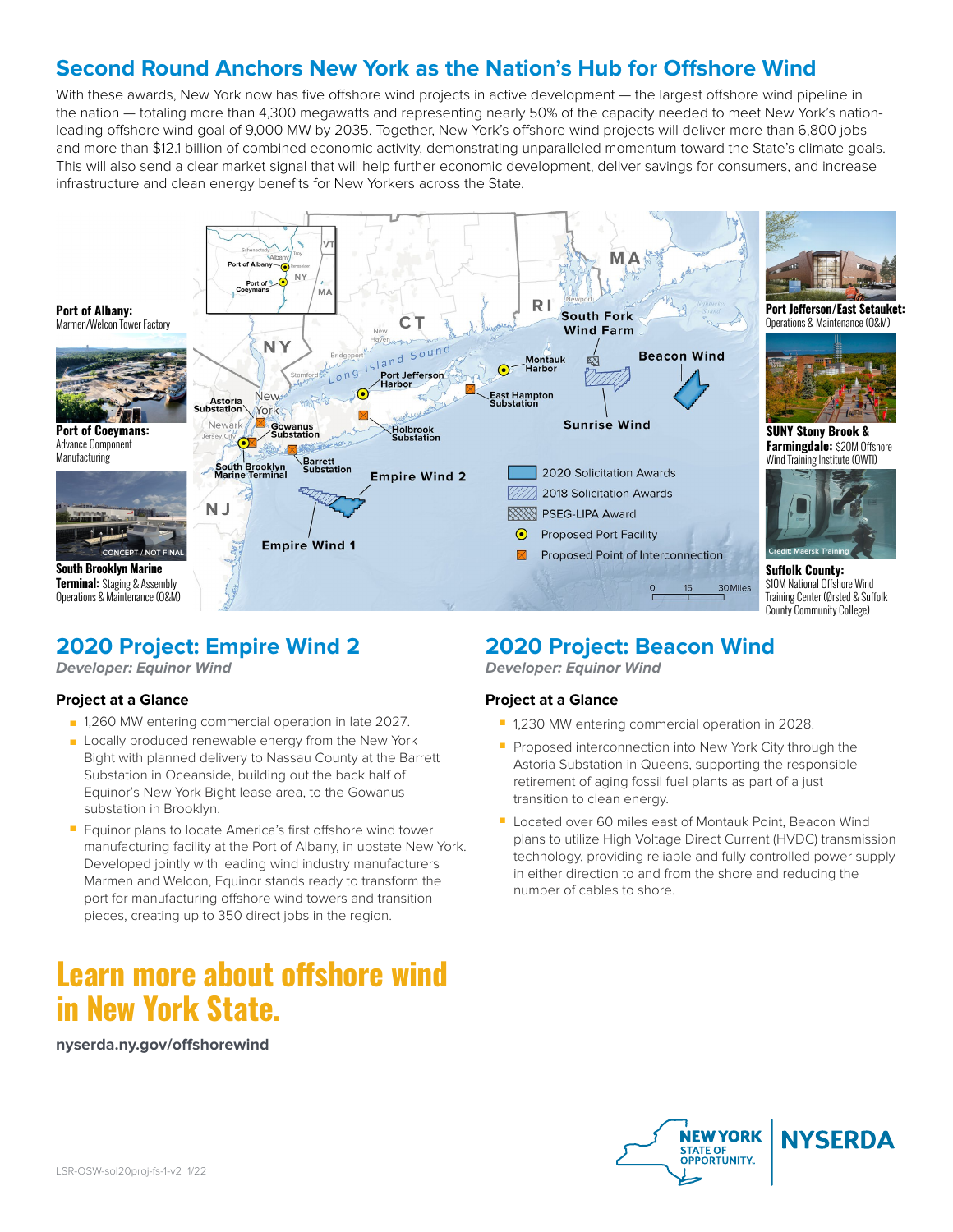## Second Round Anchors New York as the Nation's Hub for Offshore Wind

With these awards, New York now has five offshore wind projects in active development — the largest offshore wind pipeline in the nation — totaling more than 4,300 megawatts and representing nearly 50% of the capacity needed to meet New York's nation-leading offshore wind goal of 9,000 MW by 2035. Together, New York's offshore wind projects will deliver more than 6,800 jobs and more than $12.1 billion of combined economic activity, demonstrating unparalleled momentum toward the State's climate goals. This will also send a clear market signal that will help further economic development, deliver savings for consumers, and increase infrastructure and clean energy benefits for New Yorkers across the State.

**Port of Albany:** Marmen/Welcon Tower Factory

**Port of Coeymans:** Advance Component Manufacturing

**South Brooklyn Marine Terminal:** Staging & Assembly Operations & Maintenance (O&M)

CONCEPT / NOT FINAL

**Port Jefferson/East Setauket:** Operations & Maintenance (O&M)

**SUNY Stony Brook & Farmingdale:** $20M Offshore Wind Training Institute (OWTI)

Credit: Maersk Training

**Suffolk County:** $10M National Offshore Wind Training Center (Ørsted & Suffolk County Community College)

Port of Albany
Port of Coeymans
NY
VT
MA
CT
RI
NJ
Astoria Substation
Gowanus Substation
South Brooklyn Marine Terminal
Barrett Substation
Port Jefferson Harbor
Holbrook Substation
Montauk Harbor
East Hampton Substation
South Fork Wind Farm
Beacon Wind
Sunrise Wind
Empire Wind 2
Empire Wind 1
Long Island Sound

2020 Solicitation Awards
2018 Solicitation Awards
PSEG-LIPA Award
Proposed Port Facility
Proposed Point of Interconnection

0 15 30 Miles

## 2020 Project: Empire Wind 2

*Developer: Equinor Wind*

### Project at a Glance

- 1,260 MW entering commercial operation in late 2027.
- Locally produced renewable energy from the New York Bight with planned delivery to Nassau County at the Barrett Substation in Oceanside, building out the back half of Equinor's New York Bight lease area, to the Gowanus substation in Brooklyn.
- Equinor plans to locate America's first offshore wind tower manufacturing facility at the Port of Albany, in upstate New York. Developed jointly with leading wind industry manufacturers Marmen and Welcon, Equinor stands ready to transform the port for manufacturing offshore wind towers and transition pieces, creating up to 350 direct jobs in the region.

## 2020 Project: Beacon Wind

*Developer: Equinor Wind*

### Project at a Glance

- 1,230 MW entering commercial operation in 2028.
- Proposed interconnection into New York City through the Astoria Substation in Queens, supporting the responsible retirement of aging fossil fuel plants as part of a just transition to clean energy.
- Located over 60 miles east of Montauk Point, Beacon Wind plans to utilize High Voltage Direct Current (HVDC) transmission technology, providing reliable and fully controlled power supply in either direction to and from the shore and reducing the number of cables to shore.

## Learn more about offshore wind in New York State.

**nyserda.ny.gov/offshorewind**

NEW YORK STATE OF OPPORTUNITY. | NYSERDA

LSR-OSW-sol20proj-fs-1-v2 1/22